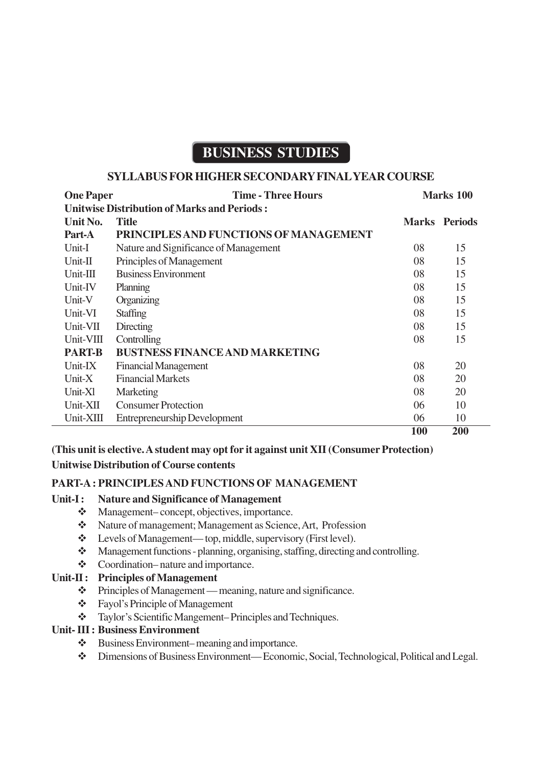# BUSINESS STUDIES

## SYLLABUS FOR HIGHER SECONDARY FINAL YEAR COURSE

**One Paper** &nbsp;&nbsp;&nbsp;&nbsp; **Time - Three Hours** &nbsp;&nbsp;&nbsp;&nbsp; **Marks 100**

**Unitwise Distribution of Marks and Periods :**

| Unit No. | Title | Marks | Periods |
|---|---|---|---|
| **Part-A** | **PRINCIPLES AND FUNCTIONS OF MANAGEMENT** | | |
| Unit-I | Nature and Significance of Management | 08 | 15 |
| Unit-II | Principles of Management | 08 | 15 |
| Unit-III | Business Environment | 08 | 15 |
| Unit-IV | Planning | 08 | 15 |
| Unit-V | Organizing | 08 | 15 |
| Unit-VI | Staffing | 08 | 15 |
| Unit-VII | Directing | 08 | 15 |
| Unit-VIII | Controlling | 08 | 15 |
| **PART-B** | **BUSTNESS FINANCE AND MARKETING** | | |
| Unit-IX | Financial Management | 08 | 20 |
| Unit-X | Financial Markets | 08 | 20 |
| Unit-Xl | Marketing | 08 | 20 |
| Unit-XII | Consumer Protection | 06 | 10 |
| Unit-XIII | Entrepreneurship Development | 06 | 10 |
| | | **100** | **200** |

**(This unit is elective. A student may opt for it against unit XII (Consumer Protection)**

**Unitwise Distribution of Course contents**

### PART-A : PRINCIPLES AND FUNCTIONS OF MANAGEMENT

**Unit-I : Nature and Significance of Management**

- Management– concept, objectives, importance.
- Nature of management; Management as Science, Art, Profession
- Levels of Management— top, middle, supervisory (First level).
- Management functions - planning, organising, staffing, directing and controlling.
- Coordination– nature and importance.

**Unit-II : Principles of Management**

- Principles of Management — meaning, nature and significance.
- Fayol's Principle of Management
- Taylor's Scientific Mangement– Principles and Techniques.

**Unit- III : Business Environment**

- Business Environment– meaning and importance.
- Dimensions of Business Environment— Economic, Social, Technological, Political and Legal.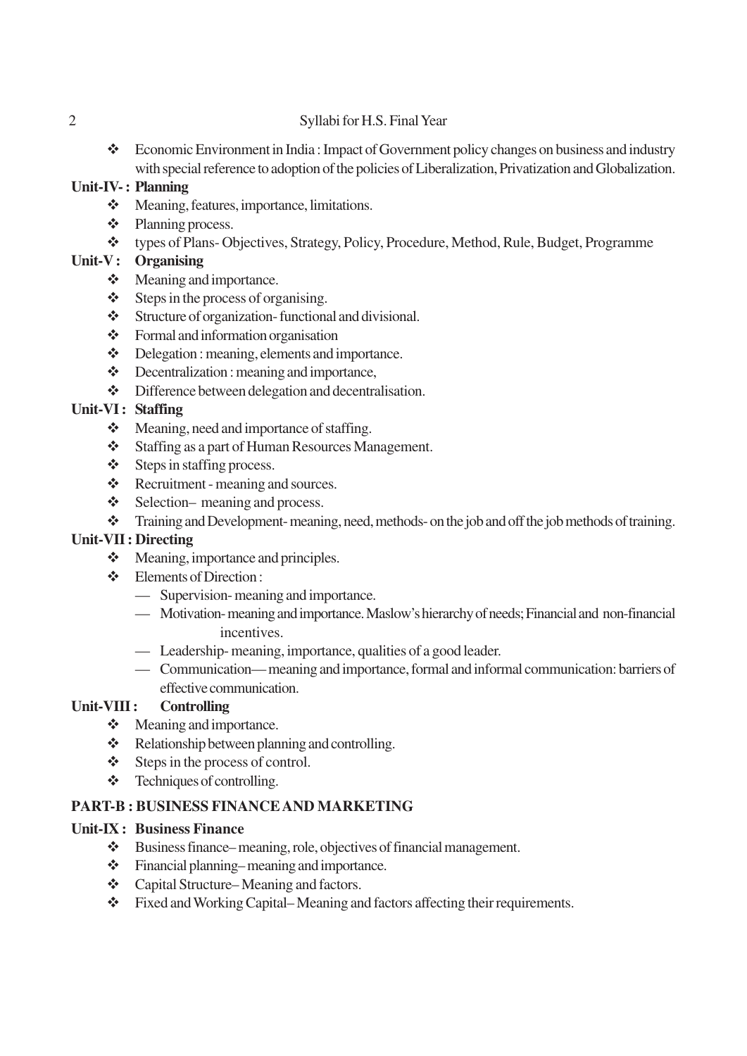- Economic Environment in India : Impact of Government policy changes on business and industry with special reference to adoption of the policies of Liberalization, Privatization and Globalization.

**Unit-IV- : Planning**

- Meaning, features, importance, limitations.
- Planning process.
- types of Plans- Objectives, Strategy, Policy, Procedure, Method, Rule, Budget, Programme

**Unit-V : Organising**

- Meaning and importance.
- Steps in the process of organising.
- Structure of organization- functional and divisional.
- Formal and information organisation
- Delegation : meaning, elements and importance.
- Decentralization : meaning and importance,
- Difference between delegation and decentralisation.

**Unit-VI : Staffing**

- Meaning, need and importance of staffing.
- Staffing as a part of Human Resources Management.
- Steps in staffing process.
- Recruitment - meaning and sources.
- Selection– meaning and process.
- Training and Development- meaning, need, methods- on the job and off the job methods of training.

**Unit-VII : Directing**

- Meaning, importance and principles.
- Elements of Direction :
  - — Supervision- meaning and importance.
  - — Motivation- meaning and importance. Maslow's hierarchy of needs; Financial and non-financial incentives.
  - — Leadership- meaning, importance, qualities of a good leader.
  - — Communication— meaning and importance, formal and informal communication: barriers of effective communication.

**Unit-VIII : Controlling**

- Meaning and importance.
- Relationship between planning and controlling.
- Steps in the process of control.
- Techniques of controlling.

## PART-B : BUSINESS FINANCE AND MARKETING

**Unit-IX : Business Finance**

- Business finance– meaning, role, objectives of financial management.
- Financial planning– meaning and importance.
- Capital Structure– Meaning and factors.
- Fixed and Working Capital– Meaning and factors affecting their requirements.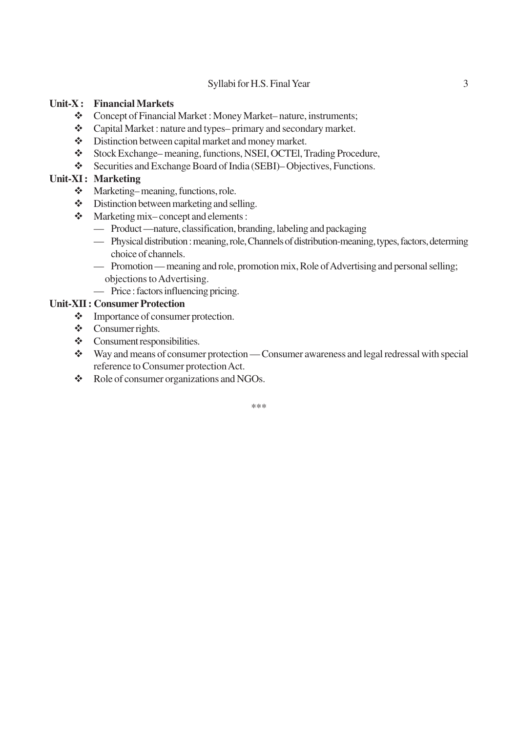**Unit-X : Financial Markets**

- Concept of Financial Market : Money Market– nature, instruments;
- Capital Market : nature and types– primary and secondary market.
- Distinction between capital market and money market.
- Stock Exchange– meaning, functions, NSEI, OCTEl, Trading Procedure,
- Securities and Exchange Board of India (SEBI)– Objectives, Functions.

**Unit-XI : Marketing**

- Marketing– meaning, functions, role.
- Distinction between marketing and selling.
- Marketing mix– concept and elements :
  - — Product —nature, classification, branding, labeling and packaging
  - — Physical distribution : meaning, role, Channels of distribution-meaning, types, factors, determing choice of channels.
  - — Promotion — meaning and role, promotion mix, Role of Advertising and personal selling; objections to Advertising.
  - — Price : factors influencing pricing.

**Unit-XII : Consumer Protection**

- Importance of consumer protection.
- Consumer rights.
- Consument responsibilities.
- Way and means of consumer protection — Consumer awareness and legal redressal with special reference to Consumer protection Act.
- Role of consumer organizations and NGOs.

\*\*\*